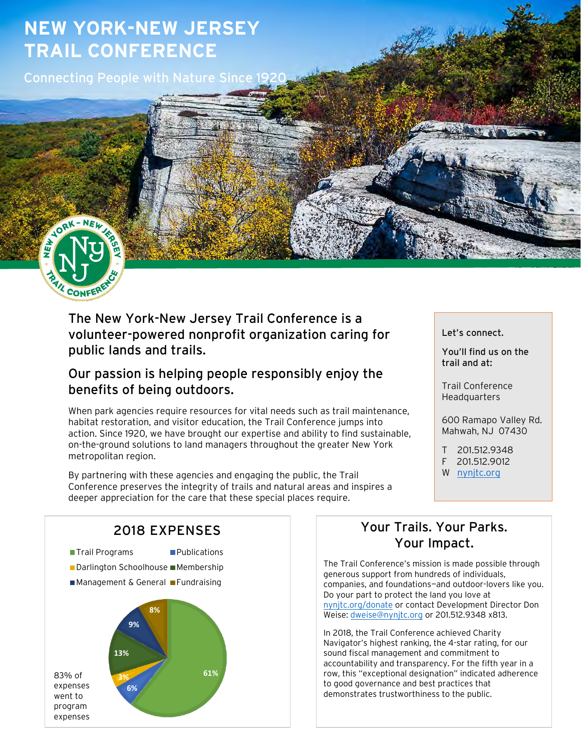# NEW YORK-NEW JERSEY TRAIL CONFERENCE

Connecting People with Nature Since 1920

## The New York-New Jersey Trail Conference is a volunteer-powered nonprofit organization caring for public lands and trails.

### Our passion is helping people responsibly enjoy the benefits of being outdoors.

When park agencies require resources for vital needs such as trail maintenance, habitat restoration, and visitor education, the Trail Conference jumps into action. Since 1920, we have brought our expertise and ability to find sustainable, on-the-ground solutions to land managers throughout the greater New York metropolitan region.

By partnering with these agencies and engaging the public, the Trail Conference preserves the integrity of trails and natural areas and inspires a deeper appreciation for the care that these special places require.

**Let's connect.**

**You'll find us on the trail and at:**

Trail Conference Headquarters

600 Ramapo Valley Rd.
Mahwah, NJ 07430

T 201.512.9348
F 201.512.9012
W nynjtc.org

## 2018 EXPENSES

| Category | Percentage |
|---|---|
| Trail Programs | 61% |
| Publications | 6% |
| Darlington Schoolhouse | 3% |
| Membership | 13% |
| Management & General | 9% |
| Fundraising | 8% |

83% of expenses went to program expenses

## Your Trails. Your Parks. Your Impact.

The Trail Conference's mission is made possible through generous support from hundreds of individuals, companies, and foundations—and outdoor-lovers like you. Do your part to protect the land you love at nynjtc.org/donate or contact Development Director Don Weise: dweise@nynjtc.org or 201.512.9348 x813.

In 2018, the Trail Conference achieved Charity Navigator's highest ranking, the 4-star rating, for our sound fiscal management and commitment to accountability and transparency. For the fifth year in a row, this "exceptional designation" indicated adherence to good governance and best practices that demonstrates trustworthiness to the public.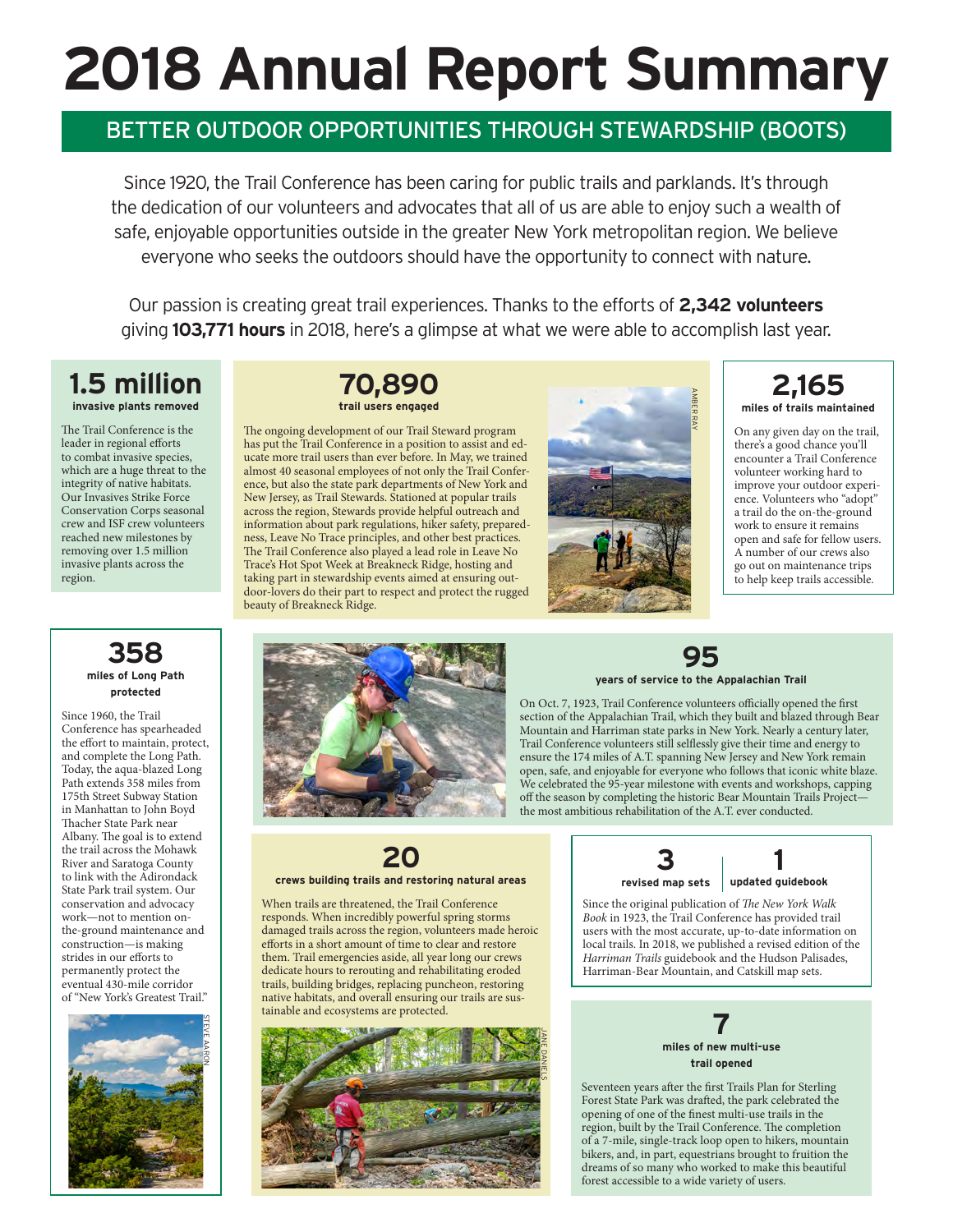# 2018 Annual Report Summary

## BETTER OUTDOOR OPPORTUNITIES THROUGH STEWARDSHIP (BOOTS)

Since 1920, the Trail Conference has been caring for public trails and parklands. It's through the dedication of our volunteers and advocates that all of us are able to enjoy such a wealth of safe, enjoyable opportunities outside in the greater New York metropolitan region. We believe everyone who seeks the outdoors should have the opportunity to connect with nature.

Our passion is creating great trail experiences. Thanks to the efforts of **2,342 volunteers** giving **103,771 hours** in 2018, here's a glimpse at what we were able to accomplish last year.

### 1.5 million
**invasive plants removed**

The Trail Conference is the leader in regional efforts to combat invasive species, which are a huge threat to the integrity of native habitats. Our Invasives Strike Force Conservation Corps seasonal crew and ISF crew volunteers reached new milestones by removing over 1.5 million invasive plants across the region.

### 70,890
**trail users engaged**

The ongoing development of our Trail Steward program has put the Trail Conference in a position to assist and educate more trail users than ever before. In May, we trained almost 40 seasonal employees of not only the Trail Conference, but also the state park departments of New York and New Jersey, as Trail Stewards. Stationed at popular trails across the region, Stewards provide helpful outreach and information about park regulations, hiker safety, preparedness, Leave No Trace principles, and other best practices. The Trail Conference also played a lead role in Leave No Trace's Hot Spot Week at Breakneck Ridge, hosting and taking part in stewardship events aimed at ensuring outdoor-lovers do their part to respect and protect the rugged beauty of Breakneck Ridge.

AMBER RAY

### 2,165
**miles of trails maintained**

On any given day on the trail, there's a good chance you'll encounter a Trail Conference volunteer working hard to improve your outdoor experience. Volunteers who "adopt" a trail do the on-the-ground work to ensure it remains open and safe for fellow users. A number of our crews also go out on maintenance trips to help keep trails accessible.

### 358
**miles of Long Path protected**

Since 1960, the Trail Conference has spearheaded the effort to maintain, protect, and complete the Long Path. Today, the aqua-blazed Long Path extends 358 miles from 175th Street Subway Station in Manhattan to John Boyd Thacher State Park near Albany. The goal is to extend the trail across the Mohawk River and Saratoga County to link with the Adirondack State Park trail system. Our conservation and advocacy work—not to mention on-the-ground maintenance and construction—is making strides in our efforts to permanently protect the eventual 430-mile corridor of "New York's Greatest Trail."

STEVE AARON

### 95
**years of service to the Appalachian Trail**

On Oct. 7, 1923, Trail Conference volunteers officially opened the first section of the Appalachian Trail, which they built and blazed through Bear Mountain and Harriman state parks in New York. Nearly a century later, Trail Conference volunteers still selflessly give their time and energy to ensure the 174 miles of A.T. spanning New Jersey and New York remain open, safe, and enjoyable for everyone who follows that iconic white blaze. We celebrated the 95-year milestone with events and workshops, capping off the season by completing the historic Bear Mountain Trails Project—the most ambitious rehabilitation of the A.T. ever conducted.

### 20
**crews building trails and restoring natural areas**

When trails are threatened, the Trail Conference responds. When incredibly powerful spring storms damaged trails across the region, volunteers made heroic efforts in a short amount of time to clear and restore them. Trail emergencies aside, all year long our crews dedicate hours to rerouting and rehabilitating eroded trails, building bridges, replacing puncheon, restoring native habitats, and overall ensuring our trails are sustainable and ecosystems are protected.

JANE DANIELS

### 3 revised map sets | 1 updated guidebook

Since the original publication of *The New York Walk Book* in 1923, the Trail Conference has provided trail users with the most accurate, up-to-date information on local trails. In 2018, we published a revised edition of the *Harriman Trails* guidebook and the Hudson Palisades, Harriman-Bear Mountain, and Catskill map sets.

### 7
**miles of new multi-use trail opened**

Seventeen years after the first Trails Plan for Sterling Forest State Park was drafted, the park celebrated the opening of one of the finest multi-use trails in the region, built by the Trail Conference. The completion of a 7-mile, single-track loop open to hikers, mountain bikers, and, in part, equestrians brought to fruition the dreams of so many who worked to make this beautiful forest accessible to a wide variety of users.